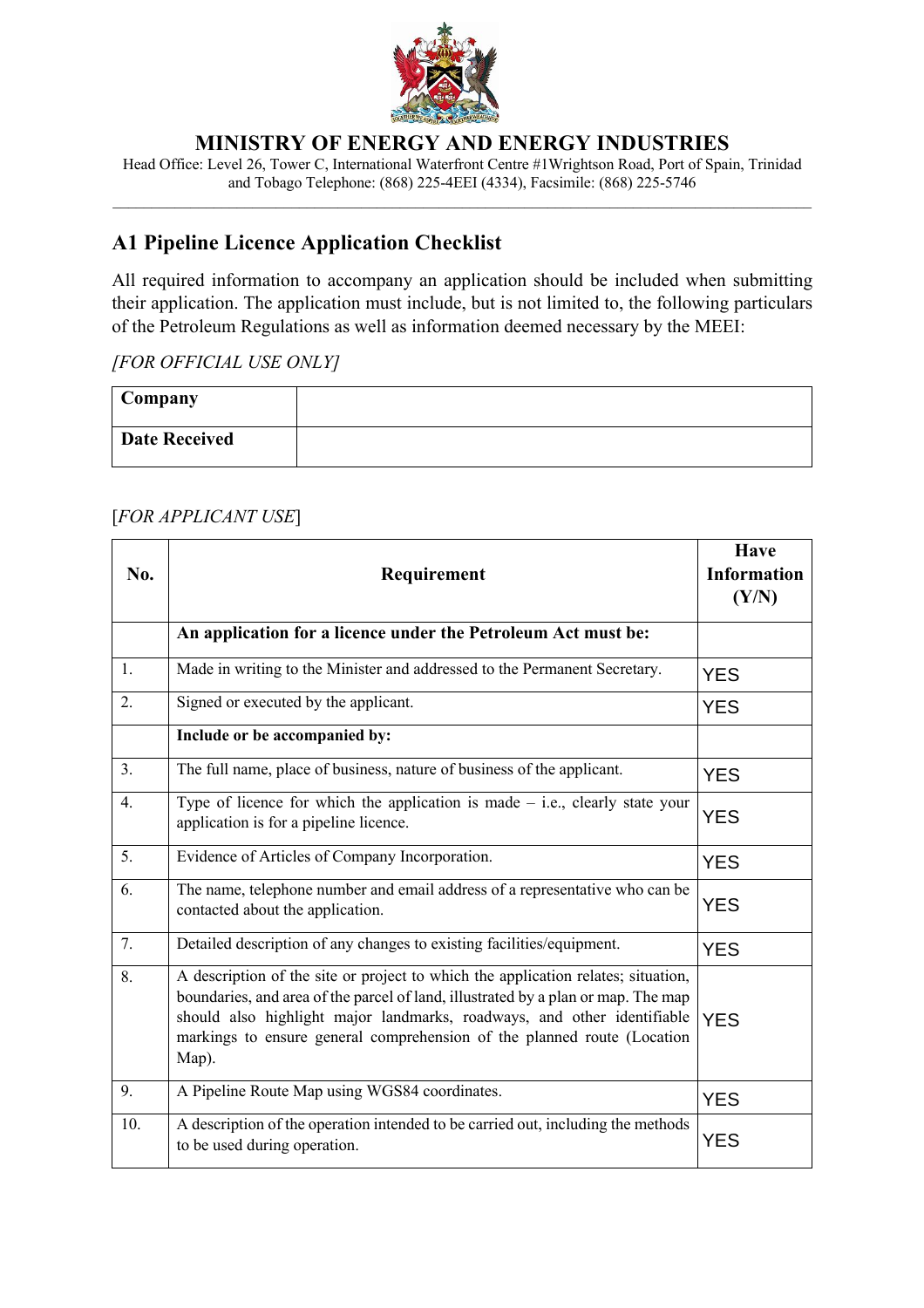# MINISTRY OF ENERGY AND ENERGY INDUSTRIES

Head Office: Level 26, Tower C, International Waterfront Centre #1Wrightson Road, Port of Spain, Trinidad and Tobago Telephone: (868) 225-4EEI (4334), Facsimile: (868) 225-5746

## A1 Pipeline Licence Application Checklist

All required information to accompany an application should be included when submitting their application. The application must include, but is not limited to, the following particulars of the Petroleum Regulations as well as information deemed necessary by the MEEI:

*[FOR OFFICIAL USE ONLY]*

| **Company** | |
|---|---|
| **Date Received** | |

[*FOR APPLICANT USE*]

| No. | Requirement | Have Information (Y/N) |
|---|---|---|
| | **An application for a licence under the Petroleum Act must be:** | |
| 1. | Made in writing to the Minister and addressed to the Permanent Secretary. | YES |
| 2. | Signed or executed by the applicant. | YES |
| | **Include or be accompanied by:** | |
| 3. | The full name, place of business, nature of business of the applicant. | YES |
| 4. | Type of licence for which the application is made – i.e., clearly state your application is for a pipeline licence. | YES |
| 5. | Evidence of Articles of Company Incorporation. | YES |
| 6. | The name, telephone number and email address of a representative who can be contacted about the application. | YES |
| 7. | Detailed description of any changes to existing facilities/equipment. | YES |
| 8. | A description of the site or project to which the application relates; situation, boundaries, and area of the parcel of land, illustrated by a plan or map. The map should also highlight major landmarks, roadways, and other identifiable markings to ensure general comprehension of the planned route (Location Map). | YES |
| 9. | A Pipeline Route Map using WGS84 coordinates. | YES |
| 10. | A description of the operation intended to be carried out, including the methods to be used during operation. | YES |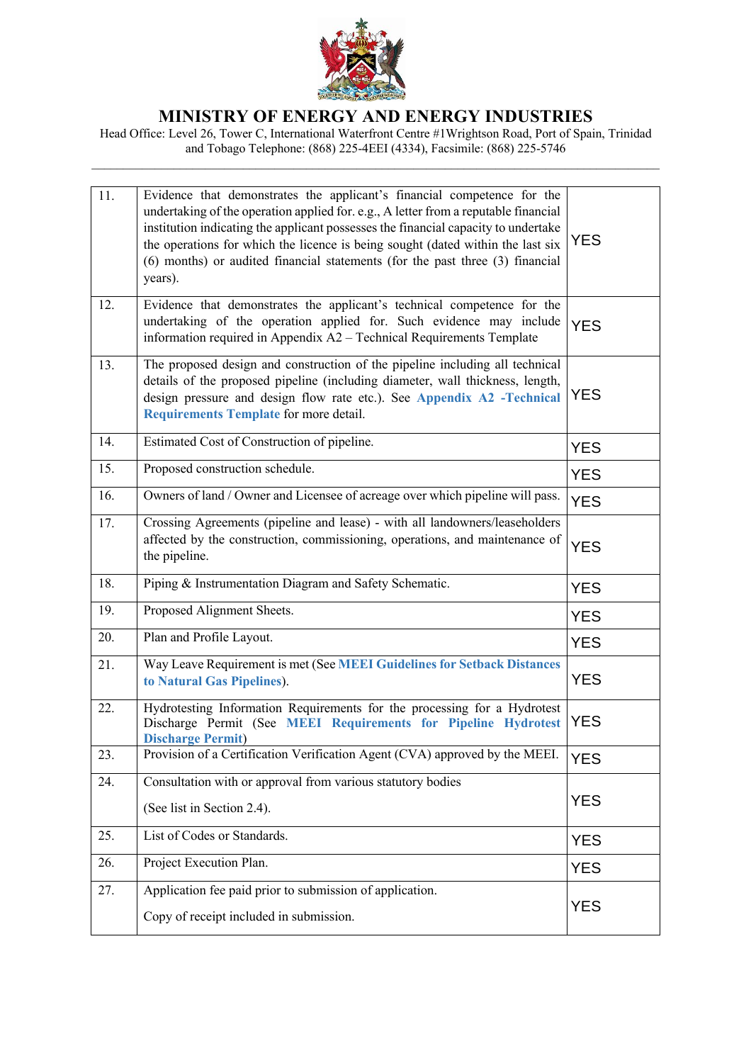# MINISTRY OF ENERGY AND ENERGY INDUSTRIES

Head Office: Level 26, Tower C, International Waterfront Centre #1Wrightson Road, Port of Spain, Trinidad and Tobago Telephone: (868) 225-4EEI (4334), Facsimile: (868) 225-5746

| | | |
|---|---|---|
| 11. | Evidence that demonstrates the applicant's financial competence for the undertaking of the operation applied for. e.g., A letter from a reputable financial institution indicating the applicant possesses the financial capacity to undertake the operations for which the licence is being sought (dated within the last six (6) months) or audited financial statements (for the past three (3) financial years). | YES |
| 12. | Evidence that demonstrates the applicant's technical competence for the undertaking of the operation applied for. Such evidence may include information required in Appendix A2 – Technical Requirements Template | YES |
| 13. | The proposed design and construction of the pipeline including all technical details of the proposed pipeline (including diameter, wall thickness, length, design pressure and design flow rate etc.). See **Appendix A2 -Technical Requirements Template** for more detail. | YES |
| 14. | Estimated Cost of Construction of pipeline. | YES |
| 15. | Proposed construction schedule. | YES |
| 16. | Owners of land / Owner and Licensee of acreage over which pipeline will pass. | YES |
| 17. | Crossing Agreements (pipeline and lease) - with all landowners/leaseholders affected by the construction, commissioning, operations, and maintenance of the pipeline. | YES |
| 18. | Piping & Instrumentation Diagram and Safety Schematic. | YES |
| 19. | Proposed Alignment Sheets. | YES |
| 20. | Plan and Profile Layout. | YES |
| 21. | Way Leave Requirement is met (See **MEEI Guidelines for Setback Distances to Natural Gas Pipelines**). | YES |
| 22. | Hydrotesting Information Requirements for the processing for a Hydrotest Discharge Permit (See **MEEI Requirements for Pipeline Hydrotest Discharge Permit**) | YES |
| 23. | Provision of a Certification Verification Agent (CVA) approved by the MEEI. | YES |
| 24. | Consultation with or approval from various statutory bodies<br><br>(See list in Section 2.4). | YES |
| 25. | List of Codes or Standards. | YES |
| 26. | Project Execution Plan. | YES |
| 27. | Application fee paid prior to submission of application.<br><br>Copy of receipt included in submission. | YES |